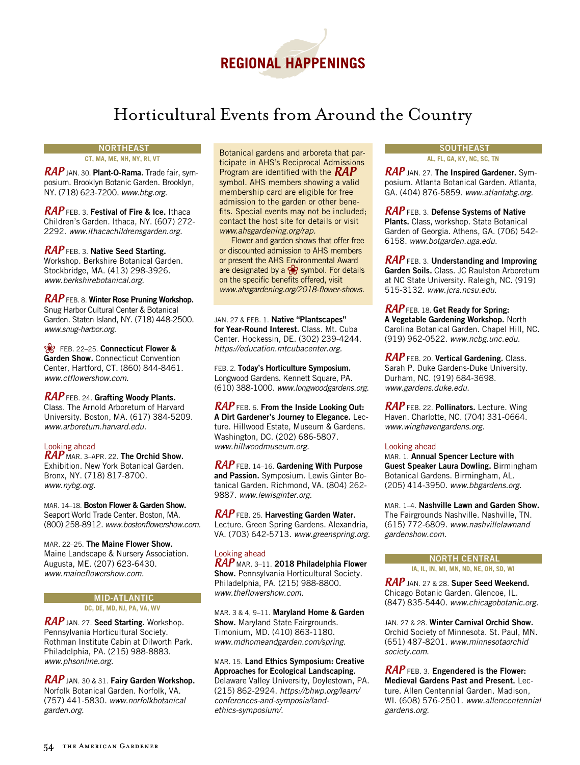# REGIONAL HAPPENINGS

## Horticultural Events from Around the Country

### NORTHEAST

**CT, MA, ME, NH, NY, RI, VT**

***RAP*** JAN. 30. **Plant-O-Rama.** Trade fair, symposium. Brooklyn Botanic Garden. Brooklyn, NY. (718) 623-7200. *www.bbg.org.*

***RAP*** FEB. 3. **Festival of Fire & Ice.** Ithaca Children's Garden. Ithaca, NY. (607) 272-2292. *www.ithacachildrensgarden.org.*

***RAP*** FEB. 3. **Native Seed Starting.** Workshop. Berkshire Botanical Garden. Stockbridge, MA. (413) 298-3926. *www.berkshirebotanical.org.*

***RAP*** FEB. 8. **Winter Rose Pruning Workshop.** Snug Harbor Cultural Center & Botanical Garden. Staten Island, NY. (718) 448-2500. *www.snug-harbor.org.*

❀ FEB. 22–25. **Connecticut Flower & Garden Show.** Connecticut Convention Center, Hartford, CT. (860) 844-8461. *www.ctflowershow.com.*

***RAP*** FEB. 24. **Grafting Woody Plants.** Class. The Arnold Arboretum of Harvard University. Boston, MA. (617) 384-5209. *www.arboretum.harvard.edu.*

Looking ahead

***RAP*** MAR. 3–APR. 22. **The Orchid Show.** Exhibition. New York Botanical Garden. Bronx, NY. (718) 817-8700. *www.nybg.org.*

MAR. 14–18. **Boston Flower & Garden Show.** Seaport World Trade Center. Boston, MA. (800) 258-8912. *www.bostonflowershow.com.*

MAR. 22–25. **The Maine Flower Show.** Maine Landscape & Nursery Association. Augusta, ME. (207) 623-6430. *www.maineflowershow.com.*

### MID-ATLANTIC

**DC, DE, MD, NJ, PA, VA, WV**

***RAP*** JAN. 27. **Seed Starting.** Workshop. Pennsylvania Horticultural Society. Rothman Institute Cabin at Dilworth Park. Philadelphia, PA. (215) 988-8883. *www.phsonline.org.*

***RAP*** JAN. 30 & 31. **Fairy Garden Workshop.** Norfolk Botanical Garden. Norfolk, VA. (757) 441-5830. *www.norfolkbotanicalgarden.org.*

Botanical gardens and arboreta that participate in AHS's Reciprocal Admissions Program are identified with the ***RAP*** symbol. AHS members showing a valid membership card are eligible for free admission to the garden or other benefits. Special events may not be included; contact the host site for details or visit *www.ahsgardening.org/rap.*

Flower and garden shows that offer free or discounted admission to AHS members or present the AHS Environmental Award are designated by a ❀ symbol. For details on the specific benefits offered, visit *www.ahsgardening.org/2018-flower-shows.*

JAN. 27 & FEB. 1. **Native "Plantscapes" for Year-Round Interest.** Class. Mt. Cuba Center. Hockessin, DE. (302) 239-4244. *https://education.mtcubacenter.org.*

FEB. 2. **Today's Horticulture Symposium.** Longwood Gardens. Kennett Square, PA. (610) 388-1000. *www.longwoodgardens.org.*

***RAP*** FEB. 6. **From the Inside Looking Out: A Dirt Gardener's Journey to Elegance.** Lecture. Hillwood Estate, Museum & Gardens. Washington, DC. (202) 686-5807. *www.hillwoodmuseum.org.*

***RAP*** FEB. 14–16. **Gardening With Purpose and Passion.** Symposium. Lewis Ginter Botanical Garden. Richmond, VA. (804) 262-9887. *www.lewisginter.org.*

***RAP*** FEB. 25. **Harvesting Garden Water.** Lecture. Green Spring Gardens. Alexandria, VA. (703) 642-5713. *www.greenspring.org.*

Looking ahead

***RAP*** MAR. 3–11. **2018 Philadelphia Flower Show.** Pennsylvania Horticultural Society. Philadelphia, PA. (215) 988-8800. *www.theflowershow.com.*

MAR. 3 & 4, 9–11. **Maryland Home & Garden Show.** Maryland State Fairgrounds. Timonium, MD. (410) 863-1180. *www.mdhomeandgarden.com/spring.*

MAR. 15. **Land Ethics Symposium: Creative Approaches for Ecological Landscaping.** Delaware Valley University, Doylestown, PA. (215) 862-2924. *https://bhwp.org/learn/conferences-and-symposia/land-ethics-symposium/.*

### SOUTHEAST

**AL, FL, GA, KY, NC, SC, TN**

***RAP*** JAN. 27. **The Inspired Gardener.** Symposium. Atlanta Botanical Garden. Atlanta, GA. (404) 876-5859. *www.atlantabg.org.*

***RAP*** FEB. 3. **Defense Systems of Native Plants.** Class, workshop. State Botanical Garden of Georgia. Athens, GA. (706) 542-6158. *www.botgarden.uga.edu.*

***RAP*** FEB. 3. **Understanding and Improving Garden Soils.** Class. JC Raulston Arboretum at NC State University. Raleigh, NC. (919) 515-3132. *www.jcra.ncsu.edu.*

***RAP*** FEB. 18. **Get Ready for Spring: A Vegetable Gardening Workshop.** North Carolina Botanical Garden. Chapel Hill, NC. (919) 962-0522. *www.ncbg.unc.edu.*

***RAP*** FEB. 20. **Vertical Gardening.** Class. Sarah P. Duke Gardens-Duke University. Durham, NC. (919) 684-3698. *www.gardens.duke.edu.*

***RAP*** FEB. 22. **Pollinators.** Lecture. Wing Haven. Charlotte, NC. (704) 331-0664. *www.winghavengardens.org.*

Looking ahead

MAR. 1. **Annual Spencer Lecture with Guest Speaker Laura Dowling.** Birmingham Botanical Gardens. Birmingham, AL. (205) 414-3950. *www.bbgardens.org.*

MAR. 1–4. **Nashville Lawn and Garden Show.** The Fairgrounds Nashville. Nashville, TN. (615) 772-6809. *www.nashvillelawnandgardenshow.com.*

### NORTH CENTRAL

**IA, IL, IN, MI, MN, ND, NE, OH, SD, WI**

***RAP*** JAN. 27 & 28. **Super Seed Weekend.** Chicago Botanic Garden. Glencoe, IL. (847) 835-5440. *www.chicagobotanic.org.*

JAN. 27 & 28. **Winter Carnival Orchid Show.** Orchid Society of Minnesota. St. Paul, MN. (651) 487-8201. *www.minnesotaorchidsociety.com.*

***RAP*** FEB. 3. **Engendered is the Flower: Medieval Gardens Past and Present.** Lecture. Allen Centennial Garden. Madison, WI. (608) 576-2501. *www.allencentennialgardens.org.*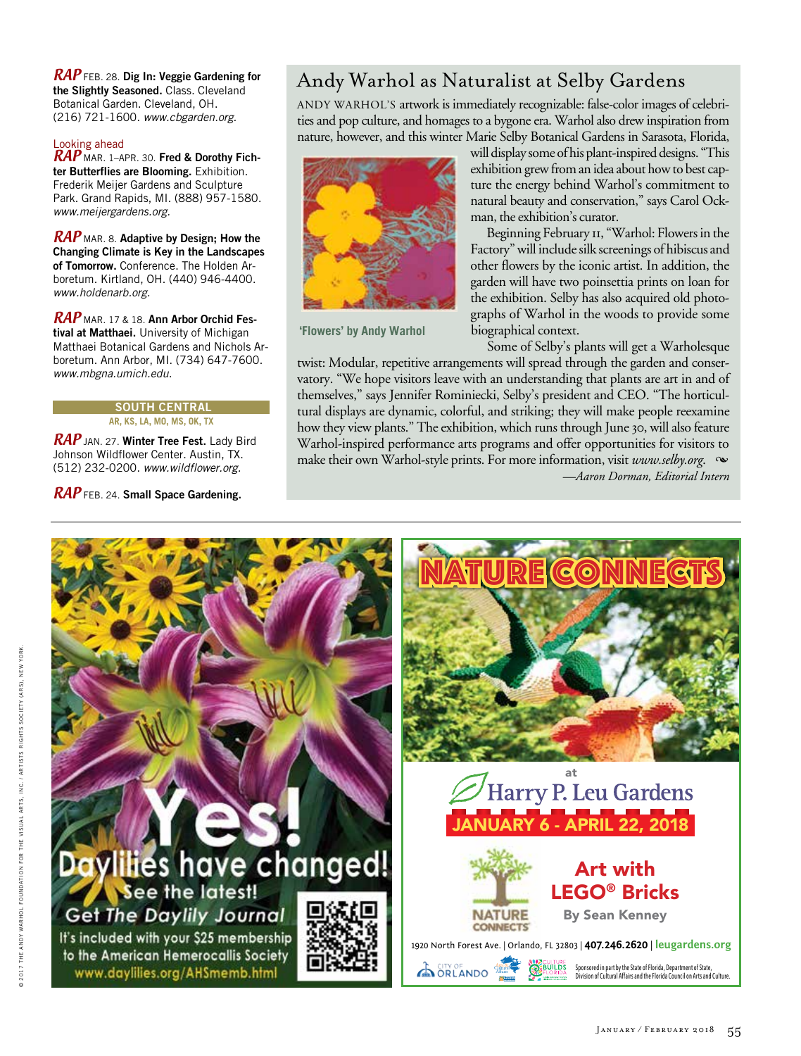***RAP*** FEB. 28. **Dig In: Veggie Gardening for the Slightly Seasoned.** Class. Cleveland Botanical Garden. Cleveland, OH. (216) 721-1600. *www.cbgarden.org.*

Looking ahead

***RAP*** MAR. 1–APR. 30. **Fred & Dorothy Fichter Butterflies are Blooming.** Exhibition. Frederik Meijer Gardens and Sculpture Park. Grand Rapids, MI. (888) 957-1580. *www.meijergardens.org.*

***RAP*** MAR. 8. **Adaptive by Design; How the Changing Climate is Key in the Landscapes of Tomorrow.** Conference. The Holden Arboretum. Kirtland, OH. (440) 946-4400. *www.holdenarb.org.*

***RAP*** MAR. 17 & 18. **Ann Arbor Orchid Festival at Matthaei.** University of Michigan Matthaei Botanical Gardens and Nichols Arboretum. Ann Arbor, MI. (734) 647-7600. *www.mbgna.umich.edu.*

## SOUTH CENTRAL

AR, KS, LA, MO, MS, OK, TX

***RAP*** JAN. 27. **Winter Tree Fest.** Lady Bird Johnson Wildflower Center. Austin, TX. (512) 232-0200. *www.wildflower.org.*

***RAP*** FEB. 24. **Small Space Gardening.**

# Andy Warhol as Naturalist at Selby Gardens

ANDY WARHOL'S artwork is immediately recognizable: false-color images of celebrities and pop culture, and homages to a bygone era. Warhol also drew inspiration from nature, however, and this winter Marie Selby Botanical Gardens in Sarasota, Florida, will display some of his plant-inspired designs. "This exhibition grew from an idea about how to best capture the energy behind Warhol's commitment to natural beauty and conservation," says Carol Ockman, the exhibition's curator.

'Flowers' by Andy Warhol

Beginning February 11, "Warhol: Flowers in the Factory" will include silk screenings of hibiscus and other flowers by the iconic artist. In addition, the garden will have two poinsettia prints on loan for the exhibition. Selby has also acquired old photographs of Warhol in the woods to provide some biographical context.

Some of Selby's plants will get a Warholesque twist: Modular, repetitive arrangements will spread through the garden and conservatory. "We hope visitors leave with an understanding that plants are art in and of themselves," says Jennifer Rominiecki, Selby's president and CEO. "The horticultural displays are dynamic, colorful, and striking; they will make people reexamine how they view plants." The exhibition, which runs through June 30, will also feature Warhol-inspired performance arts programs and offer opportunities for visitors to make their own Warhol-style prints. For more information, visit *www.selby.org.*

*—Aaron Dorman, Editorial Intern*

Yes! Daylilies have changed! See the latest! Get The Daylily Journal. It's included with your $25 membership to the American Hemerocallis Society www.daylilies.org/AHSmemb.html

NATURE CONNECTS at Harry P. Leu Gardens JANUARY 6 - APRIL 22, 2018. Art with LEGO® Bricks By Sean Kenney. 1920 North Forest Ave. | Orlando, FL 32803 | 407.246.2620 | leugardens.org. Sponsored in part by the State of Florida, Department of State, Division of Cultural Affairs and the Florida Council on Arts and Culture.

© 2017 THE ANDY WARHOL FOUNDATION FOR THE VISUAL ARTS, INC. / ARTISTS RIGHTS SOCIETY (ARS), NEW YORK.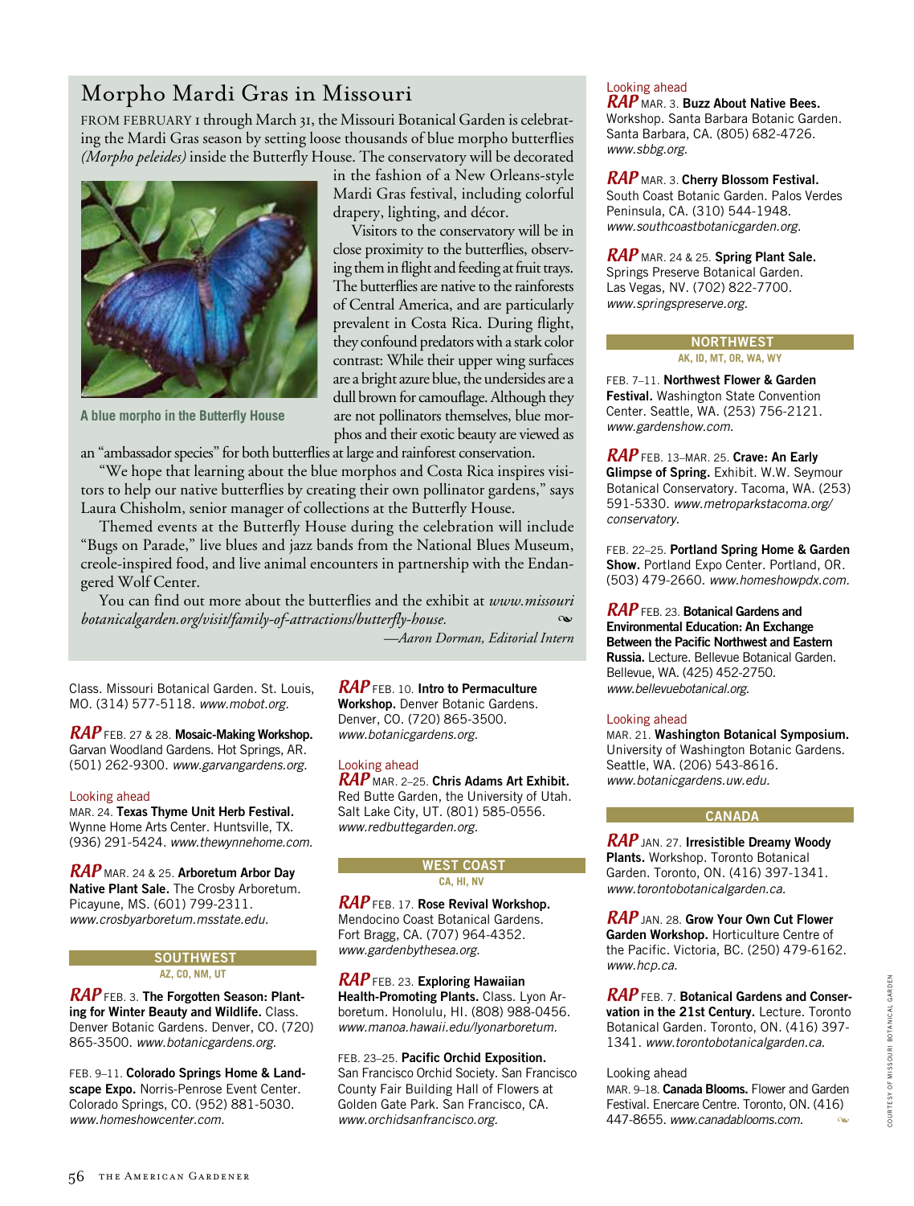## Morpho Mardi Gras in Missouri

FROM FEBRUARY 1 through March 31, the Missouri Botanical Garden is celebrating the Mardi Gras season by setting loose thousands of blue morpho butterflies *(Morpho peleides)* inside the Butterfly House. The conservatory will be decorated in the fashion of a New Orleans-style Mardi Gras festival, including colorful drapery, lighting, and décor.

Visitors to the conservatory will be in close proximity to the butterflies, observing them in flight and feeding at fruit trays. The butterflies are native to the rainforests of Central America, and are particularly prevalent in Costa Rica. During flight, they confound predators with a stark color contrast: While their upper wing surfaces are a bright azure blue, the undersides are a dull brown for camouflage. Although they are not pollinators themselves, blue morphos and their exotic beauty are viewed as an "ambassador species" for both butterflies at large and rainforest conservation.

A blue morpho in the Butterfly House

"We hope that learning about the blue morphos and Costa Rica inspires visitors to help our native butterflies by creating their own pollinator gardens," says Laura Chisholm, senior manager of collections at the Butterfly House.

Themed events at the Butterfly House during the celebration will include "Bugs on Parade," live blues and jazz bands from the National Blues Museum, creole-inspired food, and live animal encounters in partnership with the Endangered Wolf Center.

You can find out more about the butterflies and the exhibit at *www.missouribotanicalgarden.org/visit/family-of-attractions/butterfly-house.*

*—Aaron Dorman, Editorial Intern*

Class. Missouri Botanical Garden. St. Louis, MO. (314) 577-5118. *www.mobot.org.*

**RAP** FEB. 27 & 28. **Mosaic-Making Workshop.** Garvan Woodland Gardens. Hot Springs, AR. (501) 262-9300. *www.garvangardens.org.*

Looking ahead

MAR. 24. **Texas Thyme Unit Herb Festival.** Wynne Home Arts Center. Huntsville, TX. (936) 291-5424. *www.thewynnehome.com.*

**RAP** MAR. 24 & 25. **Arboretum Arbor Day Native Plant Sale.** The Crosby Arboretum. Picayune, MS. (601) 799-2311. *www.crosbyarboretum.msstate.edu.*

### SOUTHWEST
AZ, CO, NM, UT

**RAP** FEB. 3. **The Forgotten Season: Planting for Winter Beauty and Wildlife.** Class. Denver Botanic Gardens. Denver, CO. (720) 865-3500. *www.botanicgardens.org.*

FEB. 9–11. **Colorado Springs Home & Landscape Expo.** Norris-Penrose Event Center. Colorado Springs, CO. (952) 881-5030. *www.homeshowcenter.com.*

**RAP** FEB. 10. **Intro to Permaculture Workshop.** Denver Botanic Gardens. Denver, CO. (720) 865-3500. *www.botanicgardens.org.*

Looking ahead

**RAP** MAR. 2–25. **Chris Adams Art Exhibit.** Red Butte Garden, the University of Utah. Salt Lake City, UT. (801) 585-0556. *www.redbuttegarden.org.*

### WEST COAST
CA, HI, NV

**RAP** FEB. 17. **Rose Revival Workshop.** Mendocino Coast Botanical Gardens. Fort Bragg, CA. (707) 964-4352. *www.gardenbythesea.org.*

**RAP** FEB. 23. **Exploring Hawaiian Health-Promoting Plants.** Class. Lyon Arboretum. Honolulu, HI. (808) 988-0456. *www.manoa.hawaii.edu/lyonarboretum.*

FEB. 23–25. **Pacific Orchid Exposition.** San Francisco Orchid Society. San Francisco County Fair Building Hall of Flowers at Golden Gate Park. San Francisco, CA. *www.orchidsanfrancisco.org.*

Looking ahead

**RAP** MAR. 3. **Buzz About Native Bees.** Workshop. Santa Barbara Botanic Garden. Santa Barbara, CA. (805) 682-4726. *www.sbbg.org.*

**RAP** MAR. 3. **Cherry Blossom Festival.** South Coast Botanic Garden. Palos Verdes Peninsula, CA. (310) 544-1948. *www.southcoastbotanicgarden.org.*

**RAP** MAR. 24 & 25. **Spring Plant Sale.** Springs Preserve Botanical Garden. Las Vegas, NV. (702) 822-7700. *www.springspreserve.org.*

### NORTHWEST
AK, ID, MT, OR, WA, WY

FEB. 7–11. **Northwest Flower & Garden Festival.** Washington State Convention Center. Seattle, WA. (253) 756-2121. *www.gardenshow.com.*

**RAP** FEB. 13–MAR. 25. **Crave: An Early Glimpse of Spring.** Exhibit. W.W. Seymour Botanical Conservatory. Tacoma, WA. (253) 591-5330. *www.metroparkstacoma.org/conservatory.*

FEB. 22–25. **Portland Spring Home & Garden Show.** Portland Expo Center. Portland, OR. (503) 479-2660. *www.homeshowpdx.com.*

**RAP** FEB. 23. **Botanical Gardens and Environmental Education: An Exchange Between the Pacific Northwest and Eastern Russia.** Lecture. Bellevue Botanical Garden. Bellevue, WA. (425) 452-2750. *www.bellevuebotanical.org.*

Looking ahead

MAR. 21. **Washington Botanical Symposium.** University of Washington Botanic Gardens. Seattle, WA. (206) 543-8616. *www.botanicgardens.uw.edu.*

### CANADA

**RAP** JAN. 27. **Irresistible Dreamy Woody Plants.** Workshop. Toronto Botanical Garden. Toronto, ON. (416) 397-1341. *www.torontobotanicalgarden.ca.*

**RAP** JAN. 28. **Grow Your Own Cut Flower Garden Workshop.** Horticulture Centre of the Pacific. Victoria, BC. (250) 479-6162. *www.hcp.ca.*

**RAP** FEB. 7. **Botanical Gardens and Conservation in the 21st Century.** Lecture. Toronto Botanical Garden. Toronto, ON. (416) 397-1341. *www.torontobotanicalgarden.ca.*

Looking ahead

MAR. 9–18. **Canada Blooms.** Flower and Garden Festival. Enercare Centre. Toronto, ON. (416) 447-8655. *www.canadablooms.com.*

COURTESY OF MISSOURI BOTANICAL GARDEN